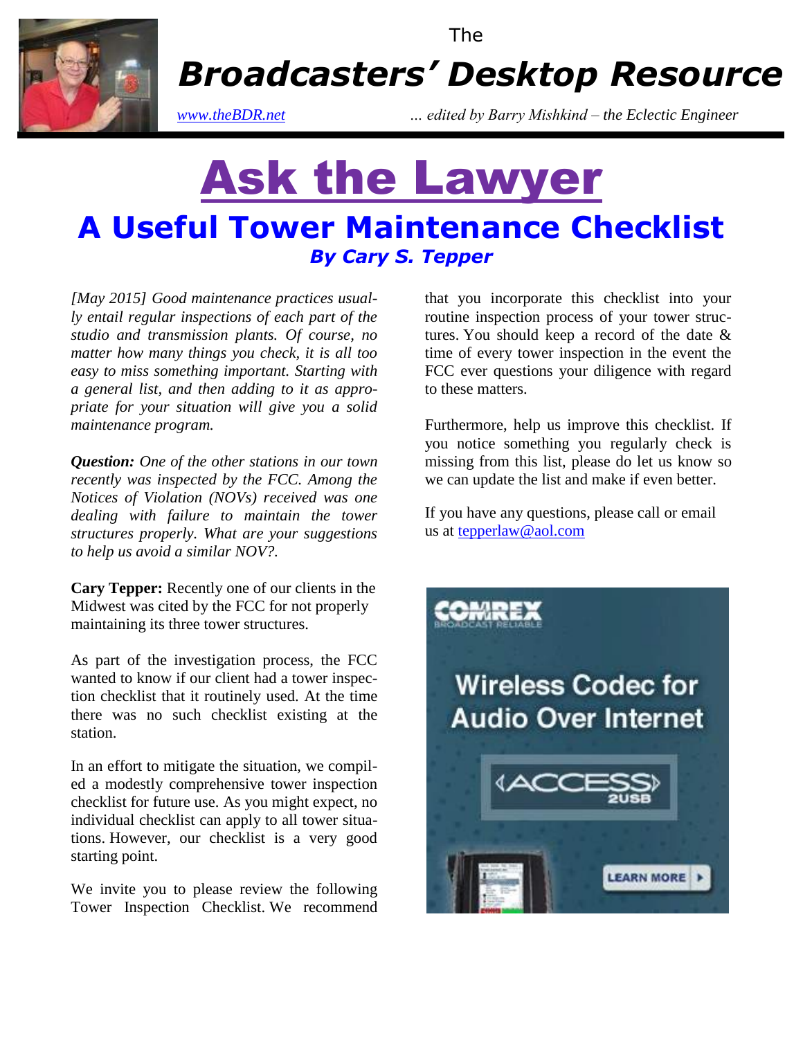The

# Broadcasters' Desktop Resource

www.theBDR.net ... edited by Barry Mishkind – the Eclectic Engineer

# Ask the Lawyer

## A Useful Tower Maintenance Checklist

***By Cary S. Tepper***

*[May 2015] Good maintenance practices usually entail regular inspections of each part of the studio and transmission plants. Of course, no matter how many things you check, it is all too easy to miss something important. Starting with a general list, and then adding to it as appropriate for your situation will give you a solid maintenance program.*

***Question:*** *One of the other stations in our town recently was inspected by the FCC. Among the Notices of Violation (NOVs) received was one dealing with failure to maintain the tower structures properly. What are your suggestions to help us avoid a similar NOV?.*

**Cary Tepper:** Recently one of our clients in the Midwest was cited by the FCC for not properly maintaining its three tower structures.

As part of the investigation process, the FCC wanted to know if our client had a tower inspection checklist that it routinely used. At the time there was no such checklist existing at the station.

In an effort to mitigate the situation, we compiled a modestly comprehensive tower inspection checklist for future use. As you might expect, no individual checklist can apply to all tower situations. However, our checklist is a very good starting point.

We invite you to please review the following Tower Inspection Checklist. We recommend that you incorporate this checklist into your routine inspection process of your tower structures. You should keep a record of the date & time of every tower inspection in the event the FCC ever questions your diligence with regard to these matters.

Furthermore, help us improve this checklist. If you notice something you regularly check is missing from this list, please do let us know so we can update the list and make if even better.

If you have any questions, please call or email us at tepperlaw@aol.com

COMREX BROADCAST RELIABLE

Wireless Codec for Audio Over Internet

ACCESS 2USB

LEARN MORE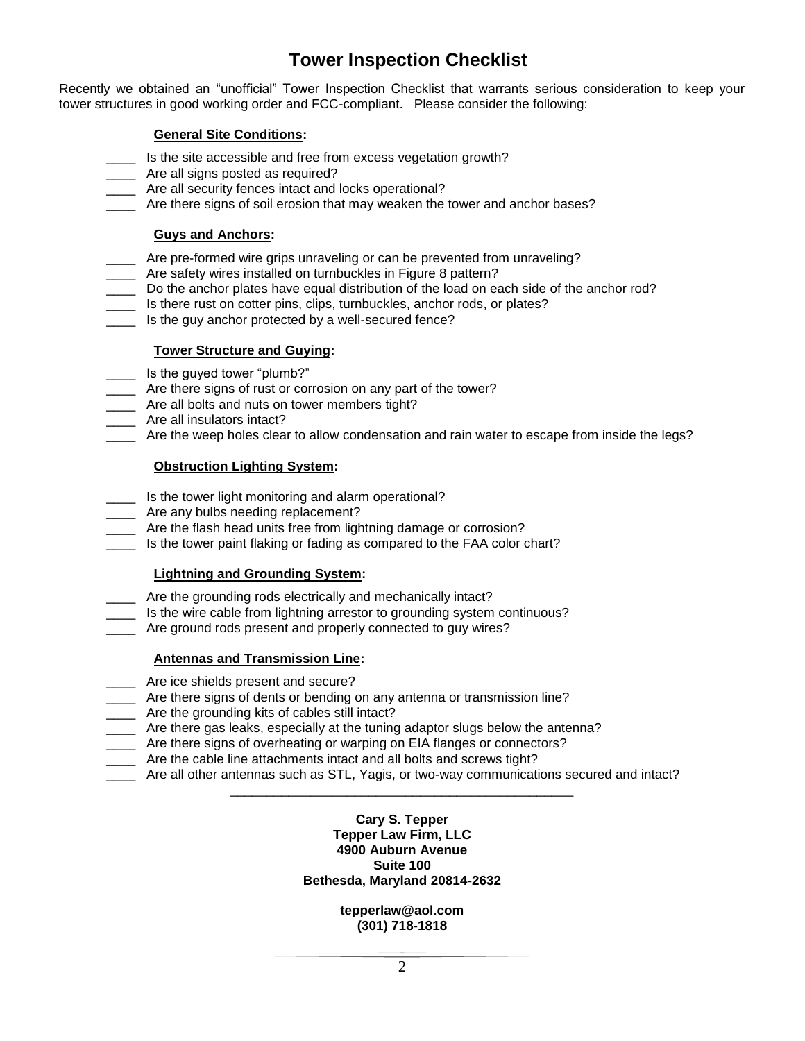# Tower Inspection Checklist

Recently we obtained an "unofficial" Tower Inspection Checklist that warrants serious consideration to keep your tower structures in good working order and FCC-compliant. Please consider the following:

**General Site Conditions:**

____ Is the site accessible and free from excess vegetation growth?
____ Are all signs posted as required?
____ Are all security fences intact and locks operational?
____ Are there signs of soil erosion that may weaken the tower and anchor bases?

**Guys and Anchors:**

____ Are pre-formed wire grips unraveling or can be prevented from unraveling?
____ Are safety wires installed on turnbuckles in Figure 8 pattern?
____ Do the anchor plates have equal distribution of the load on each side of the anchor rod?
____ Is there rust on cotter pins, clips, turnbuckles, anchor rods, or plates?
____ Is the guy anchor protected by a well-secured fence?

**Tower Structure and Guying:**

____ Is the guyed tower "plumb?"
____ Are there signs of rust or corrosion on any part of the tower?
____ Are all bolts and nuts on tower members tight?
____ Are all insulators intact?
____ Are the weep holes clear to allow condensation and rain water to escape from inside the legs?

**Obstruction Lighting System:**

____ Is the tower light monitoring and alarm operational?
____ Are any bulbs needing replacement?
____ Are the flash head units free from lightning damage or corrosion?
____ Is the tower paint flaking or fading as compared to the FAA color chart?

**Lightning and Grounding System:**

____ Are the grounding rods electrically and mechanically intact?
____ Is the wire cable from lightning arrestor to grounding system continuous?
____ Are ground rods present and properly connected to guy wires?

**Antennas and Transmission Line:**

____ Are ice shields present and secure?
____ Are there signs of dents or bending on any antenna or transmission line?
____ Are the grounding kits of cables still intact?
____ Are there gas leaks, especially at the tuning adaptor slugs below the antenna?
____ Are there signs of overheating or warping on EIA flanges or connectors?
____ Are the cable line attachments intact and all bolts and screws tight?
____ Are all other antennas such as STL, Yagis, or two-way communications secured and intact?

---

**Cary S. Tepper**
**Tepper Law Firm, LLC**
**4900 Auburn Avenue**
**Suite 100**
**Bethesda, Maryland 20814-2632**

**tepperlaw@aol.com**
**(301) 718-1818**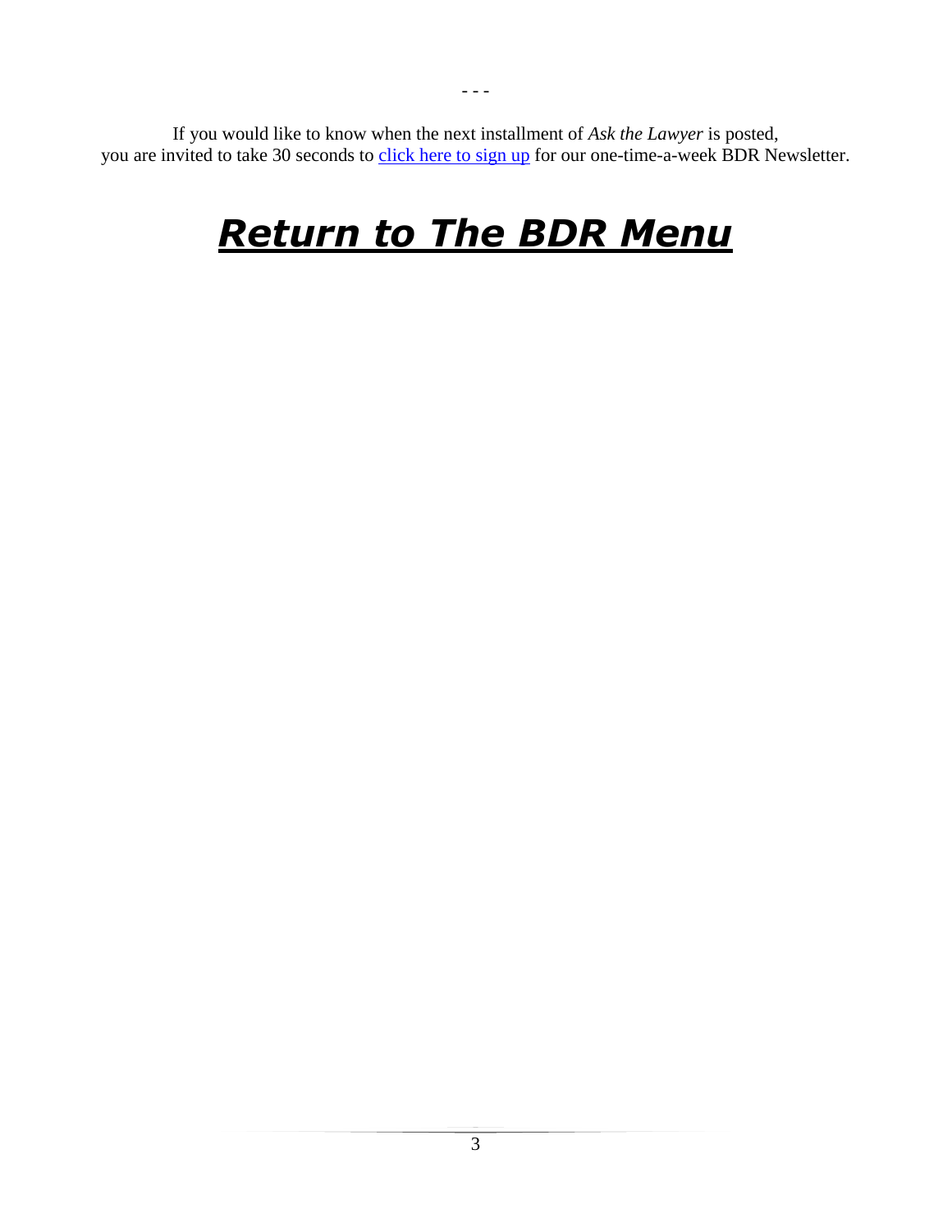- - -

If you would like to know when the next installment of *Ask the Lawyer* is posted,
you are invited to take 30 seconds to click here to sign up for our one-time-a-week BDR Newsletter.

# ***Return to The BDR Menu***